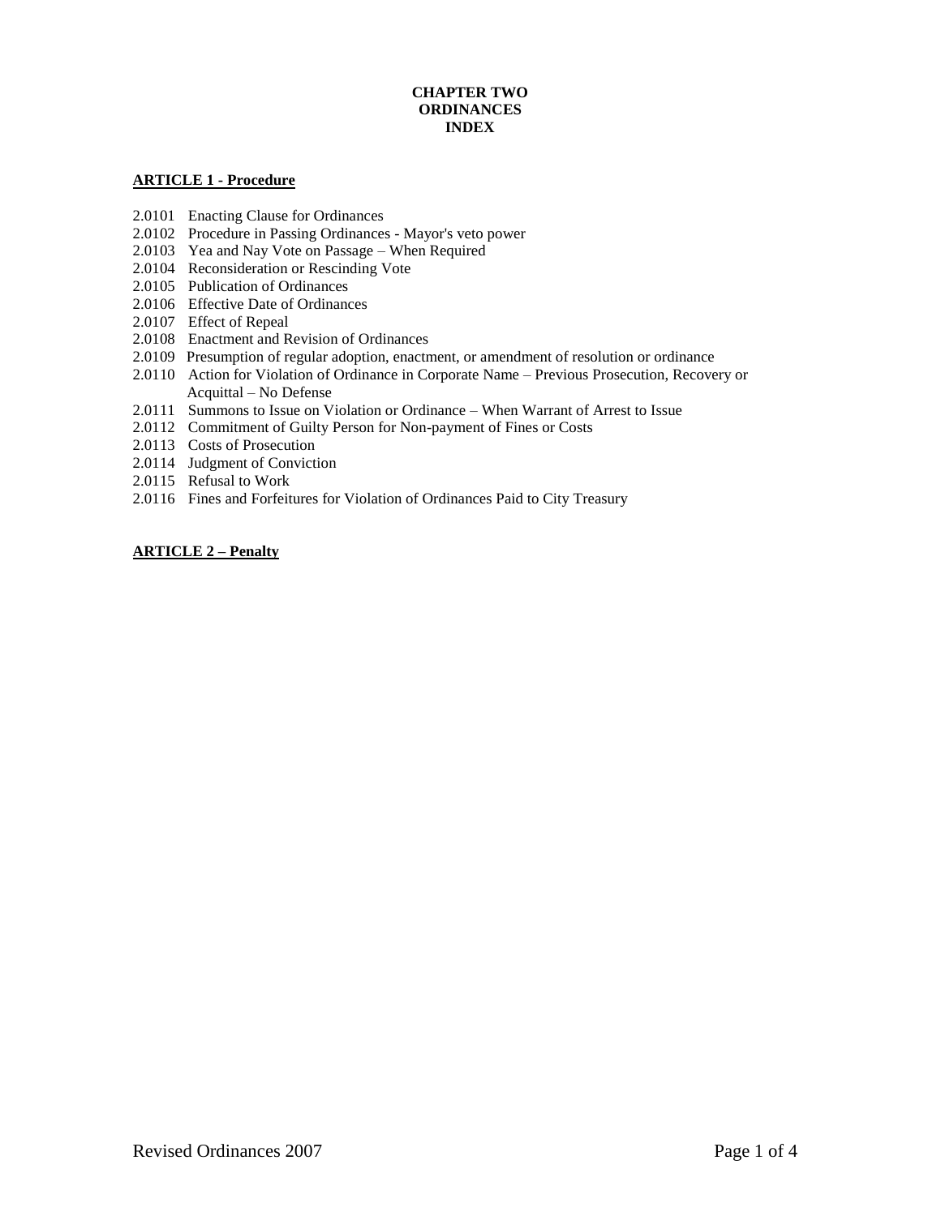# CHAPTER TWO
# ORDINANCES
# INDEX

**ARTICLE 1 - Procedure**

2.0101 Enacting Clause for Ordinances
2.0102 Procedure in Passing Ordinances - Mayor's veto power
2.0103 Yea and Nay Vote on Passage – When Required
2.0104 Reconsideration or Rescinding Vote
2.0105 Publication of Ordinances
2.0106 Effective Date of Ordinances
2.0107 Effect of Repeal
2.0108 Enactment and Revision of Ordinances
2.0109 Presumption of regular adoption, enactment, or amendment of resolution or ordinance
2.0110 Action for Violation of Ordinance in Corporate Name – Previous Prosecution, Recovery or Acquittal – No Defense
2.0111 Summons to Issue on Violation or Ordinance – When Warrant of Arrest to Issue
2.0112 Commitment of Guilty Person for Non-payment of Fines or Costs
2.0113 Costs of Prosecution
2.0114 Judgment of Conviction
2.0115 Refusal to Work
2.0116 Fines and Forfeitures for Violation of Ordinances Paid to City Treasury

**ARTICLE 2 – Penalty**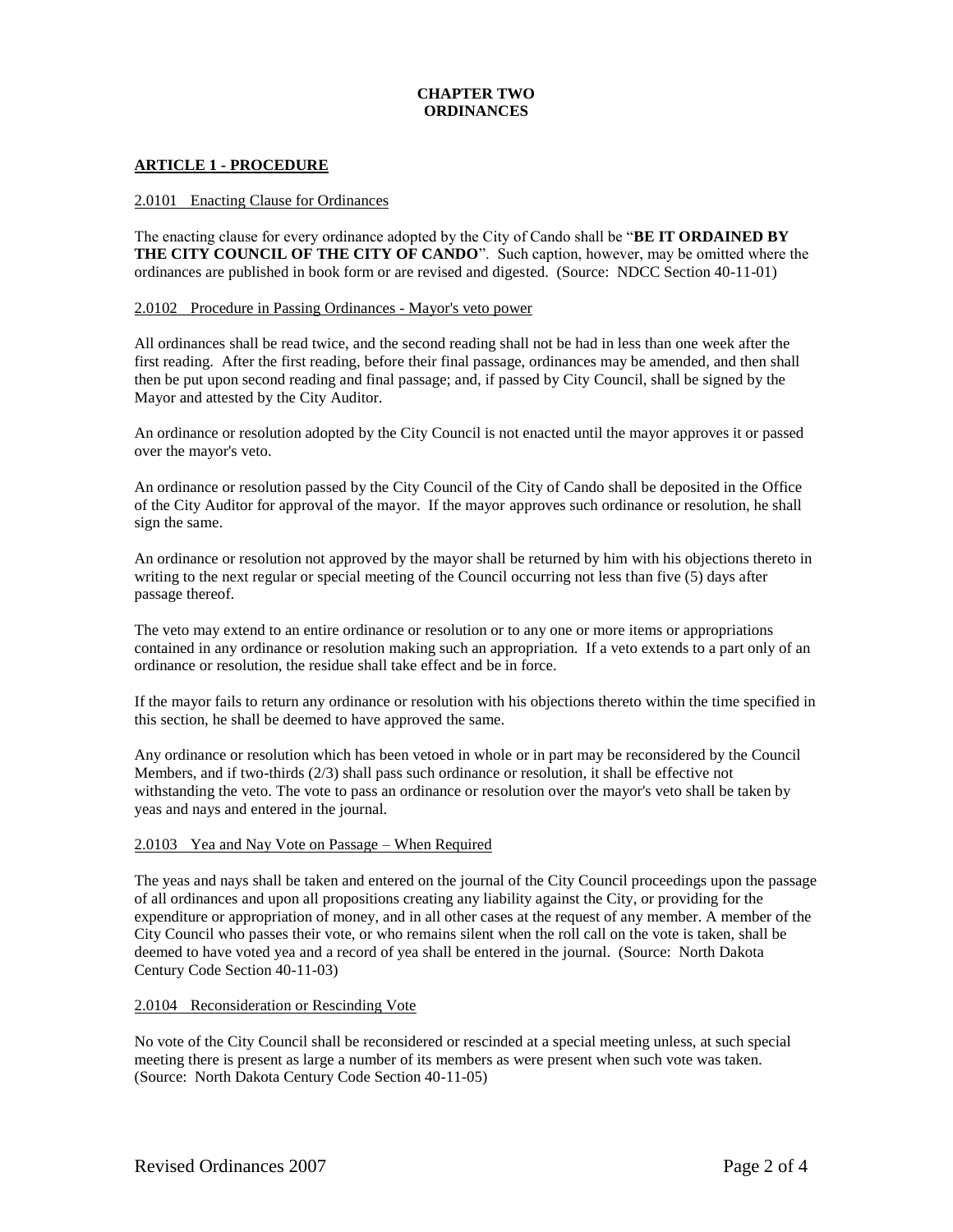# CHAPTER TWO
# ORDINANCES

## ARTICLE 1 - PROCEDURE

### 2.0101 Enacting Clause for Ordinances

The enacting clause for every ordinance adopted by the City of Cando shall be "**BE IT ORDAINED BY THE CITY COUNCIL OF THE CITY OF CANDO**". Such caption, however, may be omitted where the ordinances are published in book form or are revised and digested. (Source: NDCC Section 40-11-01)

### 2.0102 Procedure in Passing Ordinances - Mayor's veto power

All ordinances shall be read twice, and the second reading shall not be had in less than one week after the first reading. After the first reading, before their final passage, ordinances may be amended, and then shall then be put upon second reading and final passage; and, if passed by City Council, shall be signed by the Mayor and attested by the City Auditor.

An ordinance or resolution adopted by the City Council is not enacted until the mayor approves it or passed over the mayor's veto.

An ordinance or resolution passed by the City Council of the City of Cando shall be deposited in the Office of the City Auditor for approval of the mayor. If the mayor approves such ordinance or resolution, he shall sign the same.

An ordinance or resolution not approved by the mayor shall be returned by him with his objections thereto in writing to the next regular or special meeting of the Council occurring not less than five (5) days after passage thereof.

The veto may extend to an entire ordinance or resolution or to any one or more items or appropriations contained in any ordinance or resolution making such an appropriation. If a veto extends to a part only of an ordinance or resolution, the residue shall take effect and be in force.

If the mayor fails to return any ordinance or resolution with his objections thereto within the time specified in this section, he shall be deemed to have approved the same.

Any ordinance or resolution which has been vetoed in whole or in part may be reconsidered by the Council Members, and if two-thirds (2/3) shall pass such ordinance or resolution, it shall be effective not withstanding the veto. The vote to pass an ordinance or resolution over the mayor's veto shall be taken by yeas and nays and entered in the journal.

### 2.0103 Yea and Nay Vote on Passage – When Required

The yeas and nays shall be taken and entered on the journal of the City Council proceedings upon the passage of all ordinances and upon all propositions creating any liability against the City, or providing for the expenditure or appropriation of money, and in all other cases at the request of any member. A member of the City Council who passes their vote, or who remains silent when the roll call on the vote is taken, shall be deemed to have voted yea and a record of yea shall be entered in the journal. (Source: North Dakota Century Code Section 40-11-03)

### 2.0104 Reconsideration or Rescinding Vote

No vote of the City Council shall be reconsidered or rescinded at a special meeting unless, at such special meeting there is present as large a number of its members as were present when such vote was taken. (Source: North Dakota Century Code Section 40-11-05)

Revised Ordinances 2007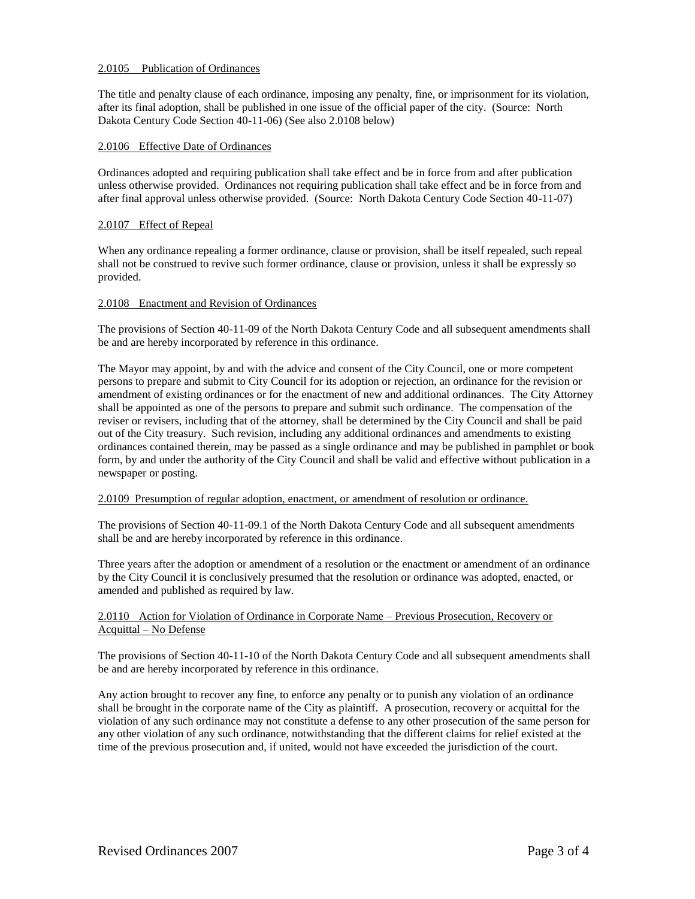2.0105 Publication of Ordinances

The title and penalty clause of each ordinance, imposing any penalty, fine, or imprisonment for its violation, after its final adoption, shall be published in one issue of the official paper of the city. (Source: North Dakota Century Code Section 40-11-06) (See also 2.0108 below)

2.0106 Effective Date of Ordinances

Ordinances adopted and requiring publication shall take effect and be in force from and after publication unless otherwise provided. Ordinances not requiring publication shall take effect and be in force from and after final approval unless otherwise provided. (Source: North Dakota Century Code Section 40-11-07)

2.0107 Effect of Repeal

When any ordinance repealing a former ordinance, clause or provision, shall be itself repealed, such repeal shall not be construed to revive such former ordinance, clause or provision, unless it shall be expressly so provided.

2.0108 Enactment and Revision of Ordinances

The provisions of Section 40-11-09 of the North Dakota Century Code and all subsequent amendments shall be and are hereby incorporated by reference in this ordinance.

The Mayor may appoint, by and with the advice and consent of the City Council, one or more competent persons to prepare and submit to City Council for its adoption or rejection, an ordinance for the revision or amendment of existing ordinances or for the enactment of new and additional ordinances. The City Attorney shall be appointed as one of the persons to prepare and submit such ordinance. The compensation of the reviser or revisers, including that of the attorney, shall be determined by the City Council and shall be paid out of the City treasury. Such revision, including any additional ordinances and amendments to existing ordinances contained therein, may be passed as a single ordinance and may be published in pamphlet or book form, by and under the authority of the City Council and shall be valid and effective without publication in a newspaper or posting.

2.0109 Presumption of regular adoption, enactment, or amendment of resolution or ordinance.

The provisions of Section 40-11-09.1 of the North Dakota Century Code and all subsequent amendments shall be and are hereby incorporated by reference in this ordinance.

Three years after the adoption or amendment of a resolution or the enactment or amendment of an ordinance by the City Council it is conclusively presumed that the resolution or ordinance was adopted, enacted, or amended and published as required by law.

2.0110 Action for Violation of Ordinance in Corporate Name – Previous Prosecution, Recovery or Acquittal – No Defense

The provisions of Section 40-11-10 of the North Dakota Century Code and all subsequent amendments shall be and are hereby incorporated by reference in this ordinance.

Any action brought to recover any fine, to enforce any penalty or to punish any violation of an ordinance shall be brought in the corporate name of the City as plaintiff. A prosecution, recovery or acquittal for the violation of any such ordinance may not constitute a defense to any other prosecution of the same person for any other violation of any such ordinance, notwithstanding that the different claims for relief existed at the time of the previous prosecution and, if united, would not have exceeded the jurisdiction of the court.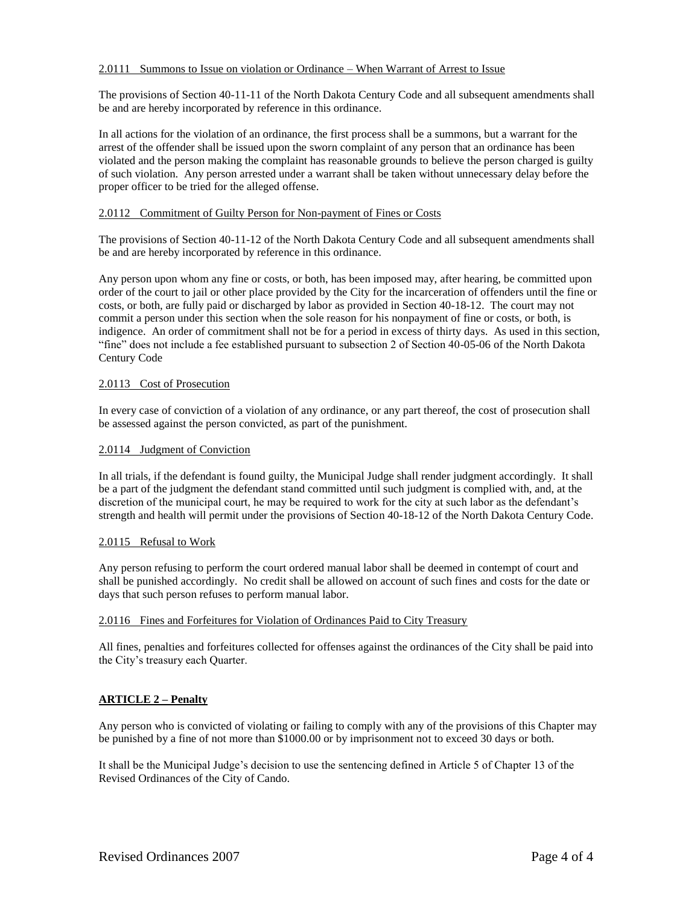2.0111 Summons to Issue on violation or Ordinance – When Warrant of Arrest to Issue

The provisions of Section 40-11-11 of the North Dakota Century Code and all subsequent amendments shall be and are hereby incorporated by reference in this ordinance.

In all actions for the violation of an ordinance, the first process shall be a summons, but a warrant for the arrest of the offender shall be issued upon the sworn complaint of any person that an ordinance has been violated and the person making the complaint has reasonable grounds to believe the person charged is guilty of such violation. Any person arrested under a warrant shall be taken without unnecessary delay before the proper officer to be tried for the alleged offense.

2.0112 Commitment of Guilty Person for Non-payment of Fines or Costs

The provisions of Section 40-11-12 of the North Dakota Century Code and all subsequent amendments shall be and are hereby incorporated by reference in this ordinance.

Any person upon whom any fine or costs, or both, has been imposed may, after hearing, be committed upon order of the court to jail or other place provided by the City for the incarceration of offenders until the fine or costs, or both, are fully paid or discharged by labor as provided in Section 40-18-12. The court may not commit a person under this section when the sole reason for his nonpayment of fine or costs, or both, is indigence. An order of commitment shall not be for a period in excess of thirty days. As used in this section, "fine" does not include a fee established pursuant to subsection 2 of Section 40-05-06 of the North Dakota Century Code

2.0113 Cost of Prosecution

In every case of conviction of a violation of any ordinance, or any part thereof, the cost of prosecution shall be assessed against the person convicted, as part of the punishment.

2.0114 Judgment of Conviction

In all trials, if the defendant is found guilty, the Municipal Judge shall render judgment accordingly. It shall be a part of the judgment the defendant stand committed until such judgment is complied with, and, at the discretion of the municipal court, he may be required to work for the city at such labor as the defendant's strength and health will permit under the provisions of Section 40-18-12 of the North Dakota Century Code.

2.0115 Refusal to Work

Any person refusing to perform the court ordered manual labor shall be deemed in contempt of court and shall be punished accordingly. No credit shall be allowed on account of such fines and costs for the date or days that such person refuses to perform manual labor.

2.0116 Fines and Forfeitures for Violation of Ordinances Paid to City Treasury

All fines, penalties and forfeitures collected for offenses against the ordinances of the City shall be paid into the City's treasury each Quarter.

## ARTICLE 2 – Penalty

Any person who is convicted of violating or failing to comply with any of the provisions of this Chapter may be punished by a fine of not more than $1000.00 or by imprisonment not to exceed 30 days or both.

It shall be the Municipal Judge's decision to use the sentencing defined in Article 5 of Chapter 13 of the Revised Ordinances of the City of Cando.